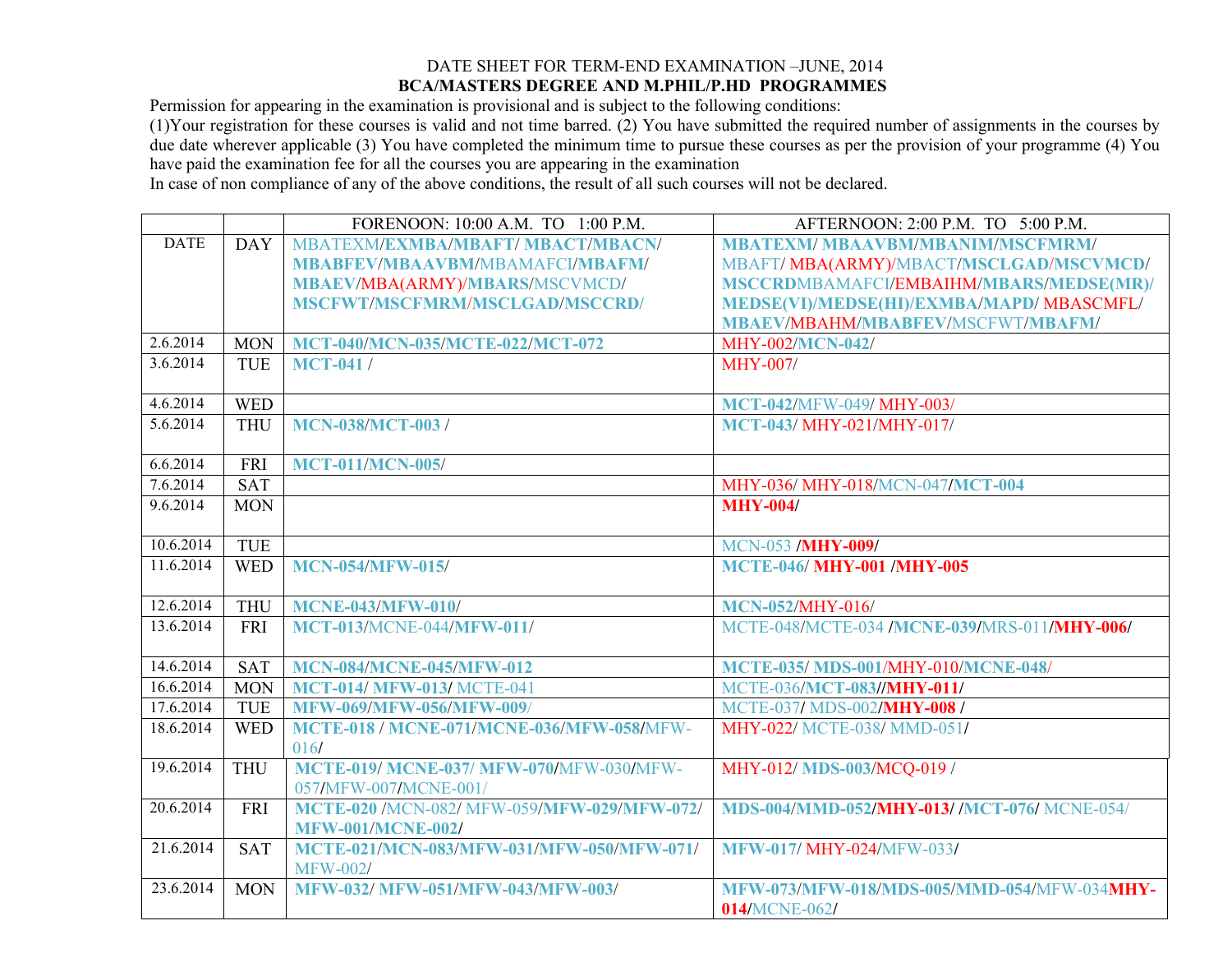DATE SHEET FOR TERM-END EXAMINATION –JUNE, 2014

**BCA/MASTERS DEGREE AND M.PHIL/P.HD PROGRAMMES**

Permission for appearing in the examination is provisional and is subject to the following conditions:

(1)Your registration for these courses is valid and not time barred. (2) You have submitted the required number of assignments in the courses by due date wherever applicable (3) You have completed the minimum time to pursue these courses as per the provision of your programme (4) You have paid the examination fee for all the courses you are appearing in the examination

In case of non compliance of any of the above conditions, the result of all such courses will not be declared.

| | | FORENOON: 10:00 A.M. TO 1:00 P.M. | AFTERNOON: 2:00 P.M. TO 5:00 P.M. |
|---|---|---|---|
| DATE | DAY | MBATEXM/**EXMBA**/**MBAFT**/ **MBACT**/**MBACN**/ **MBABFEV**/**MBAAVBM**/MBAMAFCI/**MBAFM**/ **MBAEV**/MBA(ARMY)/**MBARS**/MSCVMCD/ **MSCFWT**/**MSCFMRM**/**MSCLGAD**/**MSCCRD**/ | **MBATEXM**/ **MBAAVBM**/**MBANIM**/**MSCFMRM**/ MBAFT/ MBA(ARMY)/MBACT/**MSCLGAD**/**MSCVMCD**/ **MSCCRD**MBAMAFCI/EMBAIHM/**MBARS**/**MEDSE(MR)**/ **MEDSE(VI)**/**MEDSE(HI)**/**EXMBA**/**MAPD**/ MBASCMFL/ **MBAEV**/MBAHM/**MBABFEV**/MSCFWT/**MBAFM**/ |
| 2.6.2014 | MON | **MCT-040**/**MCN-035**/**MCTE-022**/**MCT-072** | MHY-002/**MCN-042**/ |
| 3.6.2014 | TUE | **MCT-041** / | MHY-007/ |
| 4.6.2014 | WED | | **MCT-042**/MFW-049/ MHY-003/ |
| 5.6.2014 | THU | **MCN-038**/**MCT-003** / | **MCT-043**/ MHY-021/MHY-017/ |
| 6.6.2014 | FRI | **MCT-011**/**MCN-005**/ | |
| 7.6.2014 | SAT | | MHY-036/ MHY-018/MCN-047/**MCT-004** |
| 9.6.2014 | MON | | **MHY-004/** |
| 10.6.2014 | TUE | | MCN-053 /**MHY-009/** |
| 11.6.2014 | WED | **MCN-054**/**MFW-015**/ | **MCTE-046**/ **MHY-001** /**MHY-005** |
| 12.6.2014 | THU | **MCNE-043**/**MFW-010**/ | **MCN-052**/MHY-016/ |
| 13.6.2014 | FRI | **MCT-013**/MCNE-044/**MFW-011**/ | MCTE-048/MCTE-034 /**MCNE-039**/MRS-011/**MHY-006/** |
| 14.6.2014 | SAT | **MCN-084**/**MCNE-045**/**MFW-012** | **MCTE-035**/ **MDS-001**/MHY-010/**MCNE-048**/ |
| 16.6.2014 | MON | **MCT-014**/ **MFW-013**/ MCTE-041 | MCTE-036/**MCT-083**//**MHY-011/** |
| 17.6.2014 | TUE | **MFW-069**/**MFW-056**/**MFW-009**/ | MCTE-037/ MDS-002/**MHY-008** / |
| 18.6.2014 | WED | **MCTE-018** / **MCNE-071**/**MCNE-036**/**MFW-058**/MFW-016/ | MHY-022/ MCTE-038/ MMD-051/ |
| 19.6.2014 | THU | **MCTE-019**/ **MCNE-037**/ **MFW-070**/MFW-030/MFW-057/MFW-007/MCNE-001/ | MHY-012/ **MDS-003**/MCQ-019 / |
| 20.6.2014 | FRI | **MCTE-020** /MCN-082/ MFW-059/**MFW-029**/**MFW-072**/ **MFW-001**/**MCNE-002**/ | **MDS-004**/**MMD-052**/**MHY-013**/ /**MCT-076**/ MCNE-054/ |
| 21.6.2014 | SAT | **MCTE-021**/**MCN-083**/**MFW-031**/**MFW-050**/**MFW-071**/ MFW-002/ | **MFW-017**/ MHY-024/MFW-033/ |
| 23.6.2014 | MON | **MFW-032**/ **MFW-051**/**MFW-043**/**MFW-003**/ | **MFW-073**/**MFW-018**/**MDS-005**/**MMD-054**/MFW-034**MHY-014**/MCNE-062/ |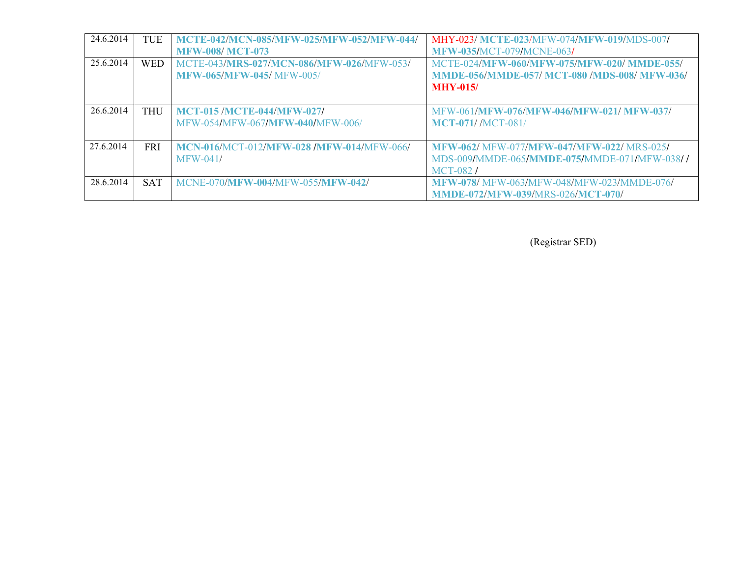| | | | |
|---|---|---|---|
| 24.6.2014 | TUE | **MCTE-042**/**MCN-085**/**MFW-025**/**MFW-052**/**MFW-044**/ **MFW-008**/ **MCT-073** | MHY-023/ **MCTE-023**/MFW-074/**MFW-019**/MDS-007/ **MFW-035**/MCT-079/MCNE-063/ |
| 25.6.2014 | WED | MCTE-043/**MRS-027**/**MCN-086**/**MFW-026**/MFW-053/ **MFW-065**/**MFW-045**/ MFW-005/ | MCTE-024/**MFW-060**/**MFW-075**/**MFW-020**/ **MMDE-055**/ **MMDE-056**/**MMDE-057**/ **MCT-080** /**MDS-008**/ **MFW-036**/ **MHY-015/** |
| 26.6.2014 | THU | **MCT-015** /**MCTE-044**/**MFW-027**/ MFW-054/MFW-067/**MFW-040**/MFW-006/ | MFW-061/**MFW-076**/**MFW-046**/**MFW-021**/ **MFW-037**/ **MCT-071**/ /MCT-081/ |
| 27.6.2014 | FRI | **MCN-016**/MCT-012/**MFW-028** /**MFW-014**/MFW-066/ MFW-041/ | **MFW-062**/ MFW-077/**MFW-047**/**MFW-022**/ MRS-025/ MDS-009/MMDE-065/**MMDE-075**/MMDE-071/MFW-038/ / MCT-082 / |
| 28.6.2014 | SAT | MCNE-070/**MFW-004**/MFW-055/**MFW-042**/ | **MFW-078**/ MFW-063/MFW-048/MFW-023/MMDE-076/ **MMDE-072**/**MFW-039**/MRS-026/**MCT-070**/ |

(Registrar SED)